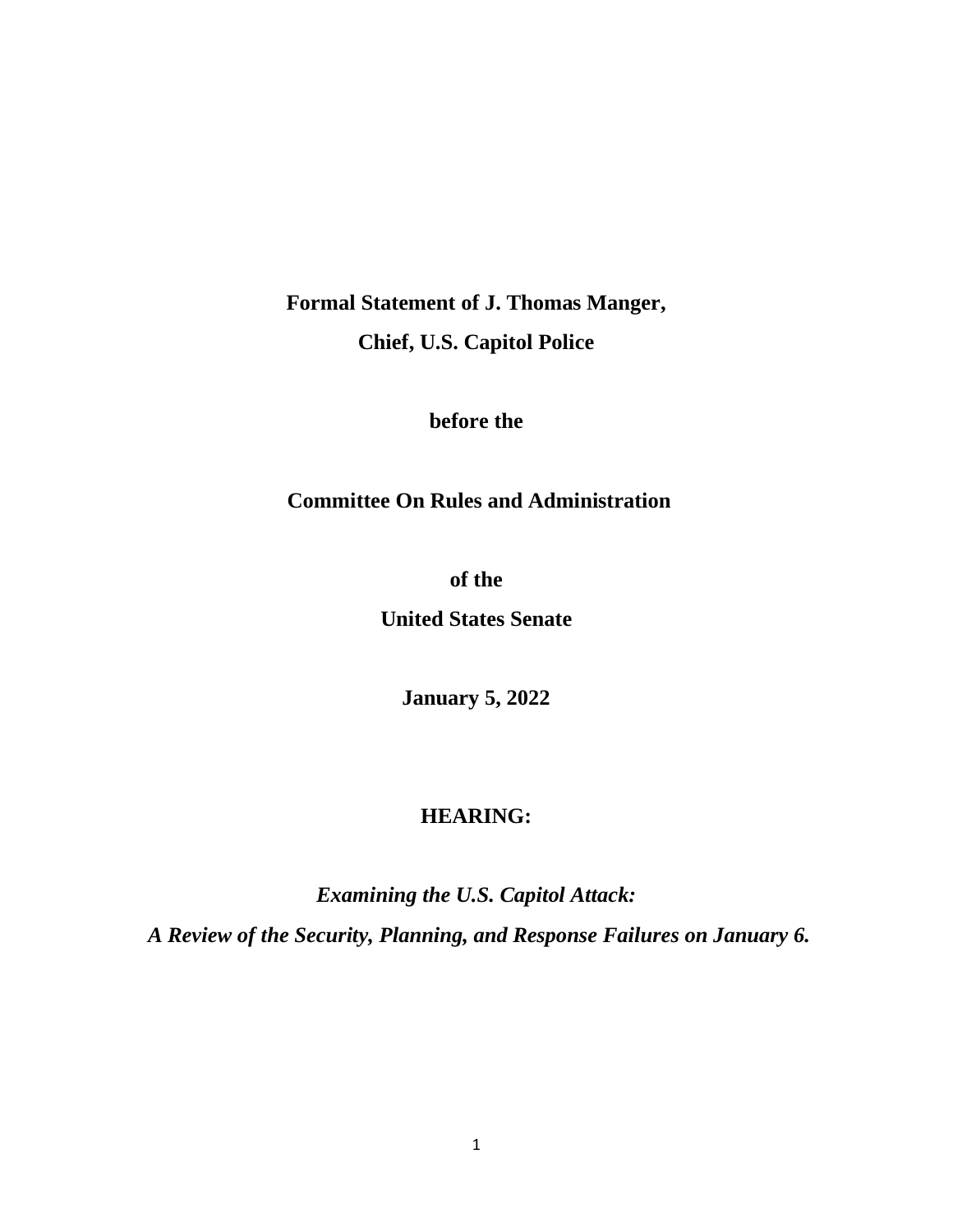**Formal Statement of J. Thomas Manger,**

**Chief, U.S. Capitol Police**

**before the**

**Committee On Rules and Administration**

**of the**

**United States Senate**

**January 5, 2022**

**HEARING:**

***Examining the U.S. Capitol Attack:***

***A Review of the Security, Planning, and Response Failures on January 6.***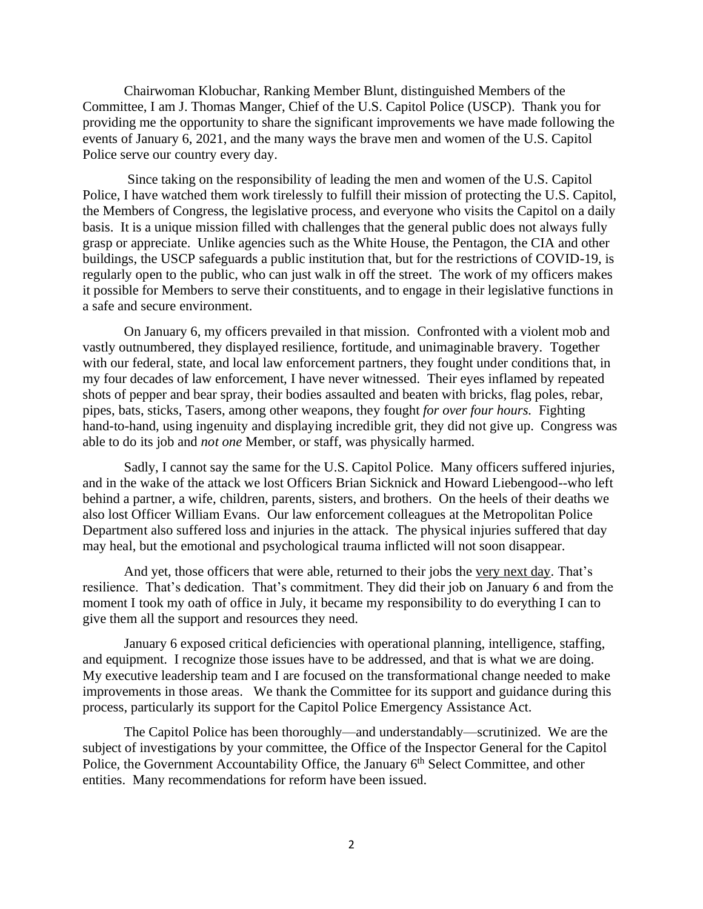Chairwoman Klobuchar, Ranking Member Blunt, distinguished Members of the Committee, I am J. Thomas Manger, Chief of the U.S. Capitol Police (USCP). Thank you for providing me the opportunity to share the significant improvements we have made following the events of January 6, 2021, and the many ways the brave men and women of the U.S. Capitol Police serve our country every day.

Since taking on the responsibility of leading the men and women of the U.S. Capitol Police, I have watched them work tirelessly to fulfill their mission of protecting the U.S. Capitol, the Members of Congress, the legislative process, and everyone who visits the Capitol on a daily basis. It is a unique mission filled with challenges that the general public does not always fully grasp or appreciate. Unlike agencies such as the White House, the Pentagon, the CIA and other buildings, the USCP safeguards a public institution that, but for the restrictions of COVID-19, is regularly open to the public, who can just walk in off the street. The work of my officers makes it possible for Members to serve their constituents, and to engage in their legislative functions in a safe and secure environment.

On January 6, my officers prevailed in that mission. Confronted with a violent mob and vastly outnumbered, they displayed resilience, fortitude, and unimaginable bravery. Together with our federal, state, and local law enforcement partners, they fought under conditions that, in my four decades of law enforcement, I have never witnessed. Their eyes inflamed by repeated shots of pepper and bear spray, their bodies assaulted and beaten with bricks, flag poles, rebar, pipes, bats, sticks, Tasers, among other weapons, they fought *for over four hours.* Fighting hand-to-hand, using ingenuity and displaying incredible grit, they did not give up. Congress was able to do its job and *not one* Member, or staff, was physically harmed.

Sadly, I cannot say the same for the U.S. Capitol Police. Many officers suffered injuries, and in the wake of the attack we lost Officers Brian Sicknick and Howard Liebengood--who left behind a partner, a wife, children, parents, sisters, and brothers. On the heels of their deaths we also lost Officer William Evans. Our law enforcement colleagues at the Metropolitan Police Department also suffered loss and injuries in the attack. The physical injuries suffered that day may heal, but the emotional and psychological trauma inflicted will not soon disappear.

And yet, those officers that were able, returned to their jobs the <u>very next day</u>. That's resilience. That's dedication. That's commitment. They did their job on January 6 and from the moment I took my oath of office in July, it became my responsibility to do everything I can to give them all the support and resources they need.

January 6 exposed critical deficiencies with operational planning, intelligence, staffing, and equipment. I recognize those issues have to be addressed, and that is what we are doing. My executive leadership team and I are focused on the transformational change needed to make improvements in those areas. We thank the Committee for its support and guidance during this process, particularly its support for the Capitol Police Emergency Assistance Act.

The Capitol Police has been thoroughly—and understandably—scrutinized. We are the subject of investigations by your committee, the Office of the Inspector General for the Capitol Police, the Government Accountability Office, the January 6th Select Committee, and other entities. Many recommendations for reform have been issued.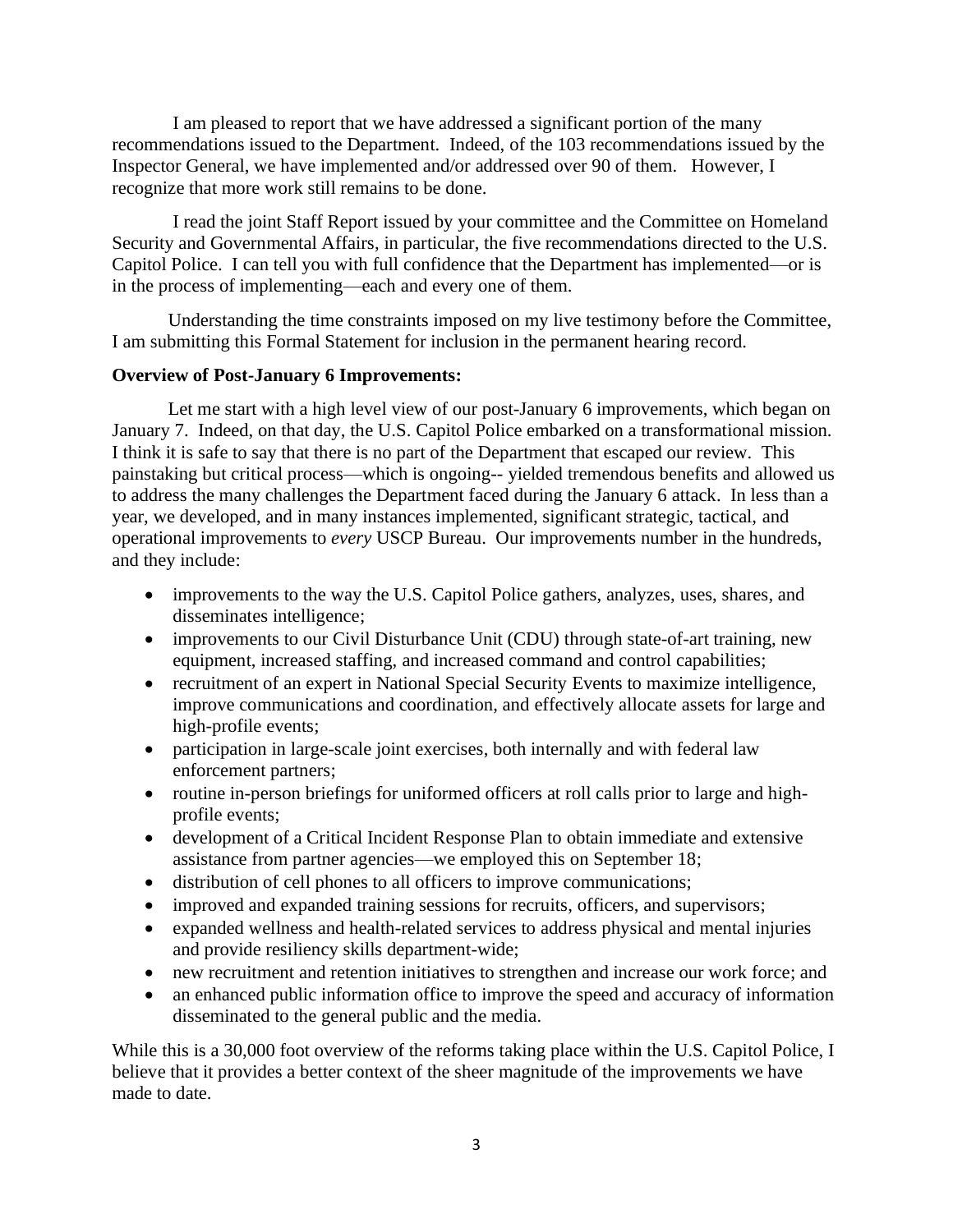I am pleased to report that we have addressed a significant portion of the many recommendations issued to the Department. Indeed, of the 103 recommendations issued by the Inspector General, we have implemented and/or addressed over 90 of them. However, I recognize that more work still remains to be done.

I read the joint Staff Report issued by your committee and the Committee on Homeland Security and Governmental Affairs, in particular, the five recommendations directed to the U.S. Capitol Police. I can tell you with full confidence that the Department has implemented—or is in the process of implementing—each and every one of them.

Understanding the time constraints imposed on my live testimony before the Committee, I am submitting this Formal Statement for inclusion in the permanent hearing record.

**Overview of Post-January 6 Improvements:**

Let me start with a high level view of our post-January 6 improvements, which began on January 7. Indeed, on that day, the U.S. Capitol Police embarked on a transformational mission. I think it is safe to say that there is no part of the Department that escaped our review. This painstaking but critical process—which is ongoing-- yielded tremendous benefits and allowed us to address the many challenges the Department faced during the January 6 attack. In less than a year, we developed, and in many instances implemented, significant strategic, tactical, and operational improvements to *every* USCP Bureau. Our improvements number in the hundreds, and they include:

- improvements to the way the U.S. Capitol Police gathers, analyzes, uses, shares, and disseminates intelligence;
- improvements to our Civil Disturbance Unit (CDU) through state-of-art training, new equipment, increased staffing, and increased command and control capabilities;
- recruitment of an expert in National Special Security Events to maximize intelligence, improve communications and coordination, and effectively allocate assets for large and high-profile events;
- participation in large-scale joint exercises, both internally and with federal law enforcement partners;
- routine in-person briefings for uniformed officers at roll calls prior to large and high-profile events;
- development of a Critical Incident Response Plan to obtain immediate and extensive assistance from partner agencies—we employed this on September 18;
- distribution of cell phones to all officers to improve communications;
- improved and expanded training sessions for recruits, officers, and supervisors;
- expanded wellness and health-related services to address physical and mental injuries and provide resiliency skills department-wide;
- new recruitment and retention initiatives to strengthen and increase our work force; and
- an enhanced public information office to improve the speed and accuracy of information disseminated to the general public and the media.

While this is a 30,000 foot overview of the reforms taking place within the U.S. Capitol Police, I believe that it provides a better context of the sheer magnitude of the improvements we have made to date.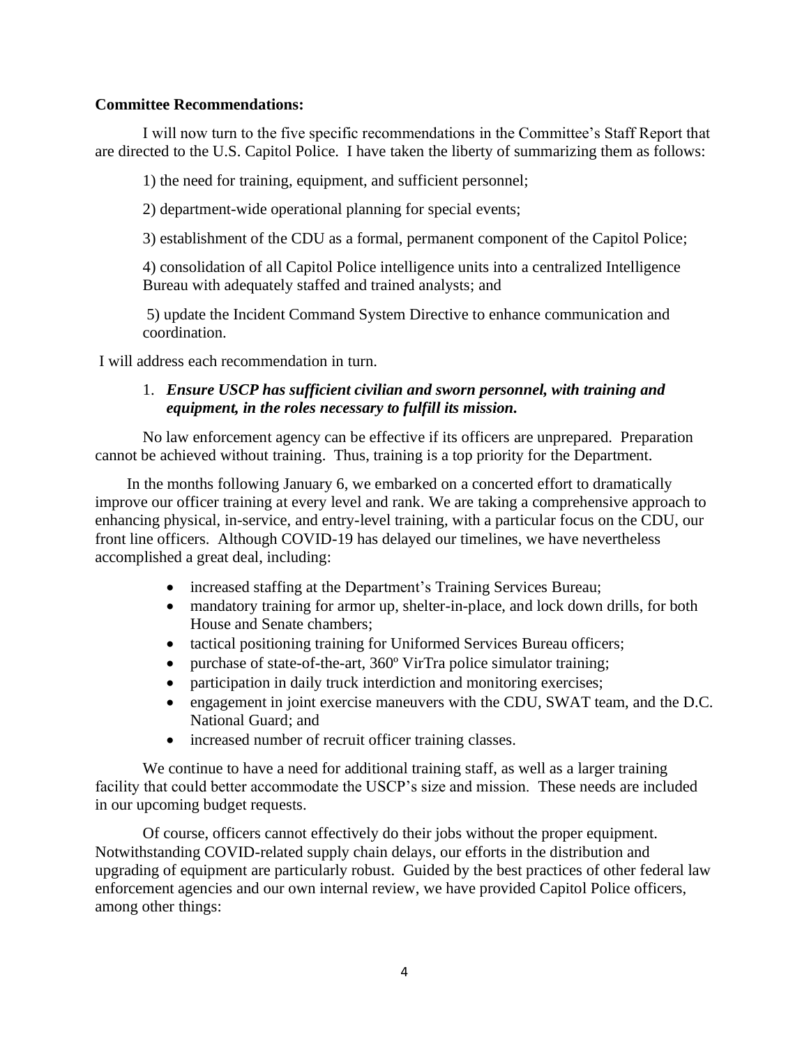**Committee Recommendations:**

I will now turn to the five specific recommendations in the Committee's Staff Report that are directed to the U.S. Capitol Police. I have taken the liberty of summarizing them as follows:

1) the need for training, equipment, and sufficient personnel;

2) department-wide operational planning for special events;

3) establishment of the CDU as a formal, permanent component of the Capitol Police;

4) consolidation of all Capitol Police intelligence units into a centralized Intelligence Bureau with adequately staffed and trained analysts; and

5) update the Incident Command System Directive to enhance communication and coordination.

I will address each recommendation in turn.

1. ***Ensure USCP has sufficient civilian and sworn personnel, with training and equipment, in the roles necessary to fulfill its mission.***

No law enforcement agency can be effective if its officers are unprepared. Preparation cannot be achieved without training. Thus, training is a top priority for the Department.

In the months following January 6, we embarked on a concerted effort to dramatically improve our officer training at every level and rank. We are taking a comprehensive approach to enhancing physical, in-service, and entry-level training, with a particular focus on the CDU, our front line officers. Although COVID-19 has delayed our timelines, we have nevertheless accomplished a great deal, including:

- increased staffing at the Department's Training Services Bureau;
- mandatory training for armor up, shelter-in-place, and lock down drills, for both House and Senate chambers;
- tactical positioning training for Uniformed Services Bureau officers;
- purchase of state-of-the-art, 360º VirTra police simulator training;
- participation in daily truck interdiction and monitoring exercises;
- engagement in joint exercise maneuvers with the CDU, SWAT team, and the D.C. National Guard; and
- increased number of recruit officer training classes.

We continue to have a need for additional training staff, as well as a larger training facility that could better accommodate the USCP's size and mission. These needs are included in our upcoming budget requests.

Of course, officers cannot effectively do their jobs without the proper equipment. Notwithstanding COVID-related supply chain delays, our efforts in the distribution and upgrading of equipment are particularly robust. Guided by the best practices of other federal law enforcement agencies and our own internal review, we have provided Capitol Police officers, among other things: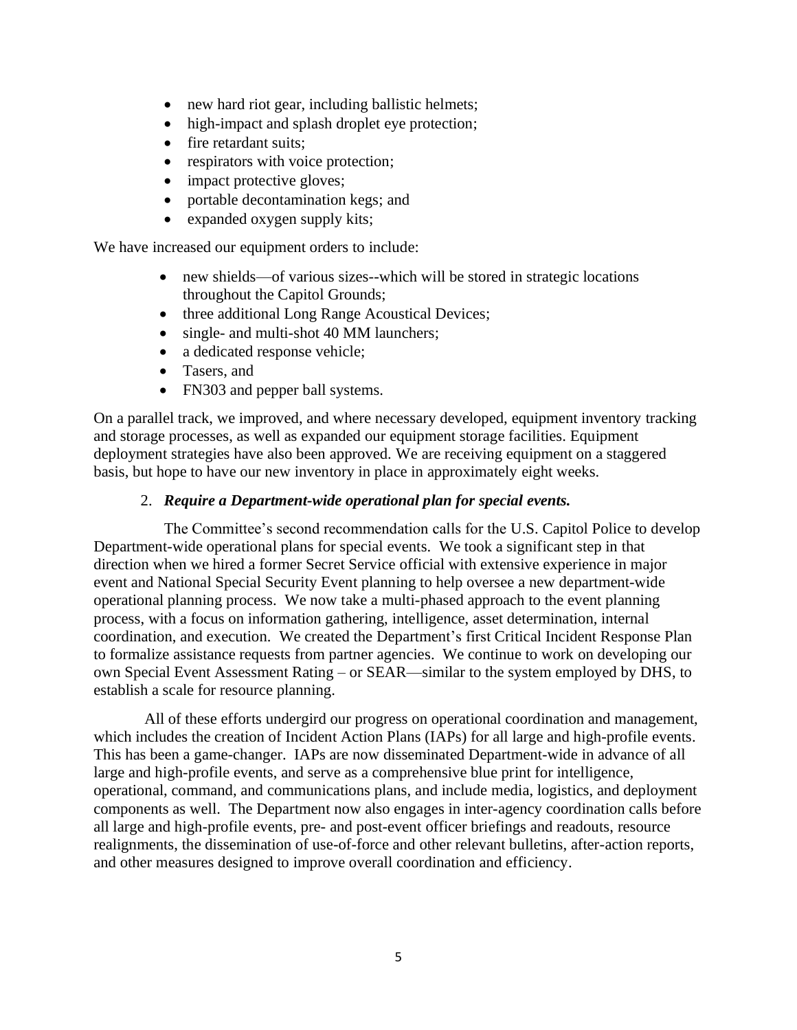- new hard riot gear, including ballistic helmets;
- high-impact and splash droplet eye protection;
- fire retardant suits;
- respirators with voice protection;
- impact protective gloves;
- portable decontamination kegs; and
- expanded oxygen supply kits;

We have increased our equipment orders to include:

- new shields—of various sizes--which will be stored in strategic locations throughout the Capitol Grounds;
- three additional Long Range Acoustical Devices;
- single- and multi-shot 40 MM launchers;
- a dedicated response vehicle;
- Tasers, and
- FN303 and pepper ball systems.

On a parallel track, we improved, and where necessary developed, equipment inventory tracking and storage processes, as well as expanded our equipment storage facilities. Equipment deployment strategies have also been approved. We are receiving equipment on a staggered basis, but hope to have our new inventory in place in approximately eight weeks.

2. ***Require a Department-wide operational plan for special events.***

The Committee's second recommendation calls for the U.S. Capitol Police to develop Department-wide operational plans for special events. We took a significant step in that direction when we hired a former Secret Service official with extensive experience in major event and National Special Security Event planning to help oversee a new department-wide operational planning process. We now take a multi-phased approach to the event planning process, with a focus on information gathering, intelligence, asset determination, internal coordination, and execution. We created the Department's first Critical Incident Response Plan to formalize assistance requests from partner agencies. We continue to work on developing our own Special Event Assessment Rating – or SEAR—similar to the system employed by DHS, to establish a scale for resource planning.

All of these efforts undergird our progress on operational coordination and management, which includes the creation of Incident Action Plans (IAPs) for all large and high-profile events. This has been a game-changer. IAPs are now disseminated Department-wide in advance of all large and high-profile events, and serve as a comprehensive blue print for intelligence, operational, command, and communications plans, and include media, logistics, and deployment components as well. The Department now also engages in inter-agency coordination calls before all large and high-profile events, pre- and post-event officer briefings and readouts, resource realignments, the dissemination of use-of-force and other relevant bulletins, after-action reports, and other measures designed to improve overall coordination and efficiency.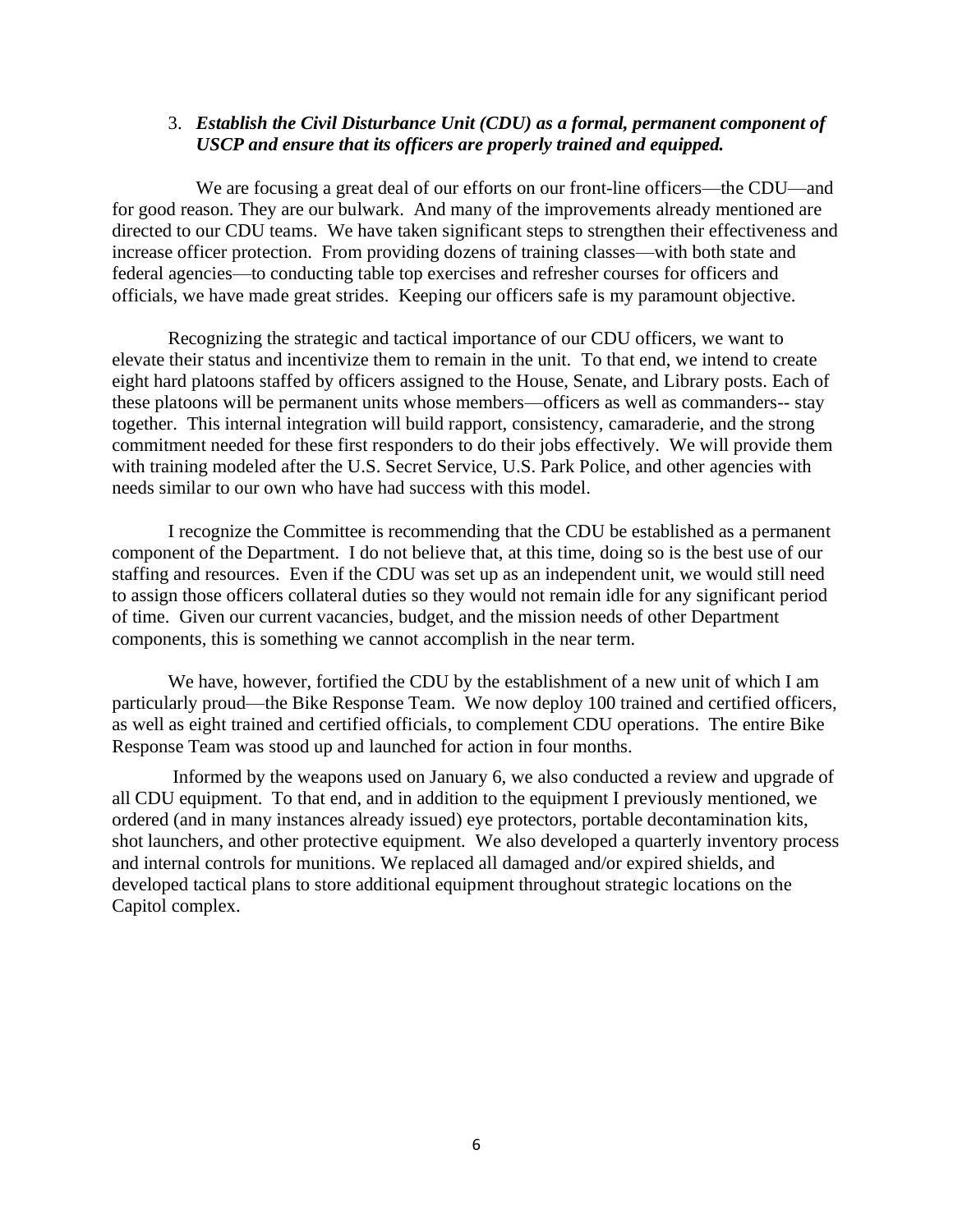3. ***Establish the Civil Disturbance Unit (CDU) as a formal, permanent component of USCP and ensure that its officers are properly trained and equipped.***

We are focusing a great deal of our efforts on our front-line officers—the CDU—and for good reason. They are our bulwark. And many of the improvements already mentioned are directed to our CDU teams. We have taken significant steps to strengthen their effectiveness and increase officer protection. From providing dozens of training classes—with both state and federal agencies—to conducting table top exercises and refresher courses for officers and officials, we have made great strides. Keeping our officers safe is my paramount objective.

Recognizing the strategic and tactical importance of our CDU officers, we want to elevate their status and incentivize them to remain in the unit. To that end, we intend to create eight hard platoons staffed by officers assigned to the House, Senate, and Library posts. Each of these platoons will be permanent units whose members—officers as well as commanders-- stay together. This internal integration will build rapport, consistency, camaraderie, and the strong commitment needed for these first responders to do their jobs effectively. We will provide them with training modeled after the U.S. Secret Service, U.S. Park Police, and other agencies with needs similar to our own who have had success with this model.

I recognize the Committee is recommending that the CDU be established as a permanent component of the Department. I do not believe that, at this time, doing so is the best use of our staffing and resources. Even if the CDU was set up as an independent unit, we would still need to assign those officers collateral duties so they would not remain idle for any significant period of time. Given our current vacancies, budget, and the mission needs of other Department components, this is something we cannot accomplish in the near term.

We have, however, fortified the CDU by the establishment of a new unit of which I am particularly proud—the Bike Response Team. We now deploy 100 trained and certified officers, as well as eight trained and certified officials, to complement CDU operations. The entire Bike Response Team was stood up and launched for action in four months.

Informed by the weapons used on January 6, we also conducted a review and upgrade of all CDU equipment. To that end, and in addition to the equipment I previously mentioned, we ordered (and in many instances already issued) eye protectors, portable decontamination kits, shot launchers, and other protective equipment. We also developed a quarterly inventory process and internal controls for munitions. We replaced all damaged and/or expired shields, and developed tactical plans to store additional equipment throughout strategic locations on the Capitol complex.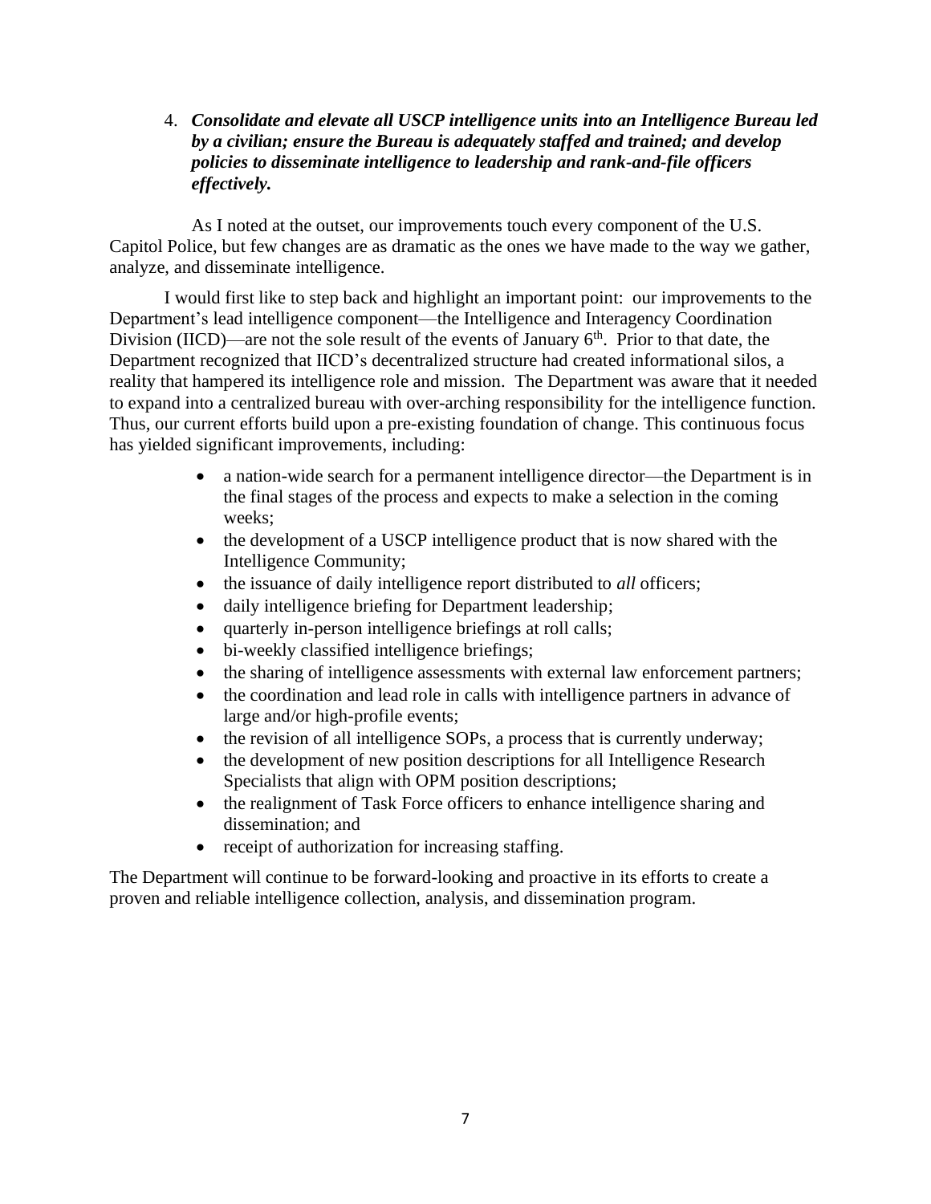4. ***Consolidate and elevate all USCP intelligence units into an Intelligence Bureau led by a civilian; ensure the Bureau is adequately staffed and trained; and develop policies to disseminate intelligence to leadership and rank-and-file officers effectively.***

As I noted at the outset, our improvements touch every component of the U.S. Capitol Police, but few changes are as dramatic as the ones we have made to the way we gather, analyze, and disseminate intelligence.

I would first like to step back and highlight an important point: our improvements to the Department's lead intelligence component—the Intelligence and Interagency Coordination Division (IICD)—are not the sole result of the events of January 6th. Prior to that date, the Department recognized that IICD's decentralized structure had created informational silos, a reality that hampered its intelligence role and mission. The Department was aware that it needed to expand into a centralized bureau with over-arching responsibility for the intelligence function. Thus, our current efforts build upon a pre-existing foundation of change. This continuous focus has yielded significant improvements, including:

- a nation-wide search for a permanent intelligence director—the Department is in the final stages of the process and expects to make a selection in the coming weeks;
- the development of a USCP intelligence product that is now shared with the Intelligence Community;
- the issuance of daily intelligence report distributed to *all* officers;
- daily intelligence briefing for Department leadership;
- quarterly in-person intelligence briefings at roll calls;
- bi-weekly classified intelligence briefings;
- the sharing of intelligence assessments with external law enforcement partners;
- the coordination and lead role in calls with intelligence partners in advance of large and/or high-profile events;
- the revision of all intelligence SOPs, a process that is currently underway;
- the development of new position descriptions for all Intelligence Research Specialists that align with OPM position descriptions;
- the realignment of Task Force officers to enhance intelligence sharing and dissemination; and
- receipt of authorization for increasing staffing.

The Department will continue to be forward-looking and proactive in its efforts to create a proven and reliable intelligence collection, analysis, and dissemination program.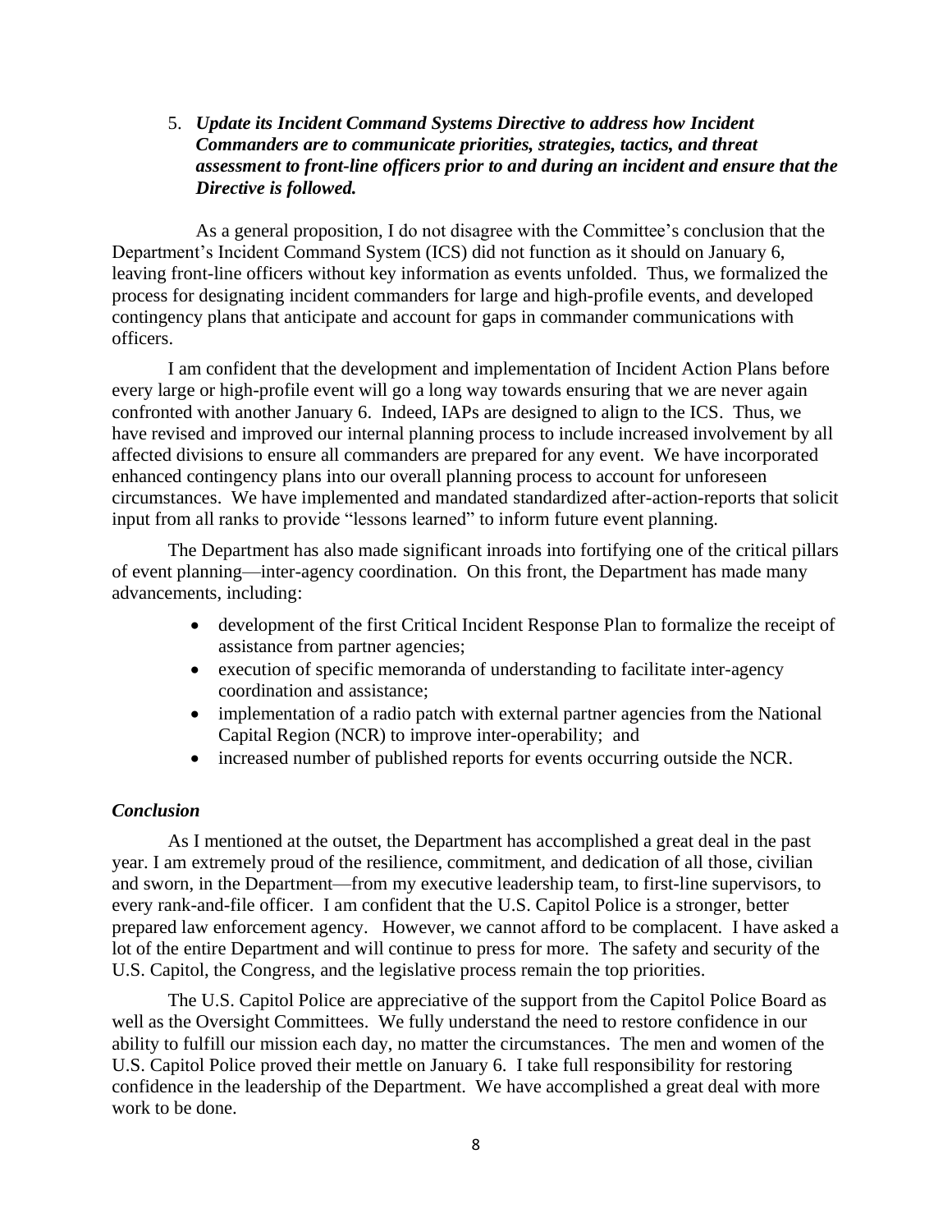5. ***Update its Incident Command Systems Directive to address how Incident Commanders are to communicate priorities, strategies, tactics, and threat assessment to front-line officers prior to and during an incident and ensure that the Directive is followed.***

As a general proposition, I do not disagree with the Committee's conclusion that the Department's Incident Command System (ICS) did not function as it should on January 6, leaving front-line officers without key information as events unfolded. Thus, we formalized the process for designating incident commanders for large and high-profile events, and developed contingency plans that anticipate and account for gaps in commander communications with officers.

I am confident that the development and implementation of Incident Action Plans before every large or high-profile event will go a long way towards ensuring that we are never again confronted with another January 6. Indeed, IAPs are designed to align to the ICS. Thus, we have revised and improved our internal planning process to include increased involvement by all affected divisions to ensure all commanders are prepared for any event. We have incorporated enhanced contingency plans into our overall planning process to account for unforeseen circumstances. We have implemented and mandated standardized after-action-reports that solicit input from all ranks to provide "lessons learned" to inform future event planning.

The Department has also made significant inroads into fortifying one of the critical pillars of event planning—inter-agency coordination. On this front, the Department has made many advancements, including:

- development of the first Critical Incident Response Plan to formalize the receipt of assistance from partner agencies;
- execution of specific memoranda of understanding to facilitate inter-agency coordination and assistance;
- implementation of a radio patch with external partner agencies from the National Capital Region (NCR) to improve inter-operability; and
- increased number of published reports for events occurring outside the NCR.

### *Conclusion*

As I mentioned at the outset, the Department has accomplished a great deal in the past year. I am extremely proud of the resilience, commitment, and dedication of all those, civilian and sworn, in the Department—from my executive leadership team, to first-line supervisors, to every rank-and-file officer. I am confident that the U.S. Capitol Police is a stronger, better prepared law enforcement agency. However, we cannot afford to be complacent. I have asked a lot of the entire Department and will continue to press for more. The safety and security of the U.S. Capitol, the Congress, and the legislative process remain the top priorities.

The U.S. Capitol Police are appreciative of the support from the Capitol Police Board as well as the Oversight Committees. We fully understand the need to restore confidence in our ability to fulfill our mission each day, no matter the circumstances. The men and women of the U.S. Capitol Police proved their mettle on January 6. I take full responsibility for restoring confidence in the leadership of the Department. We have accomplished a great deal with more work to be done.